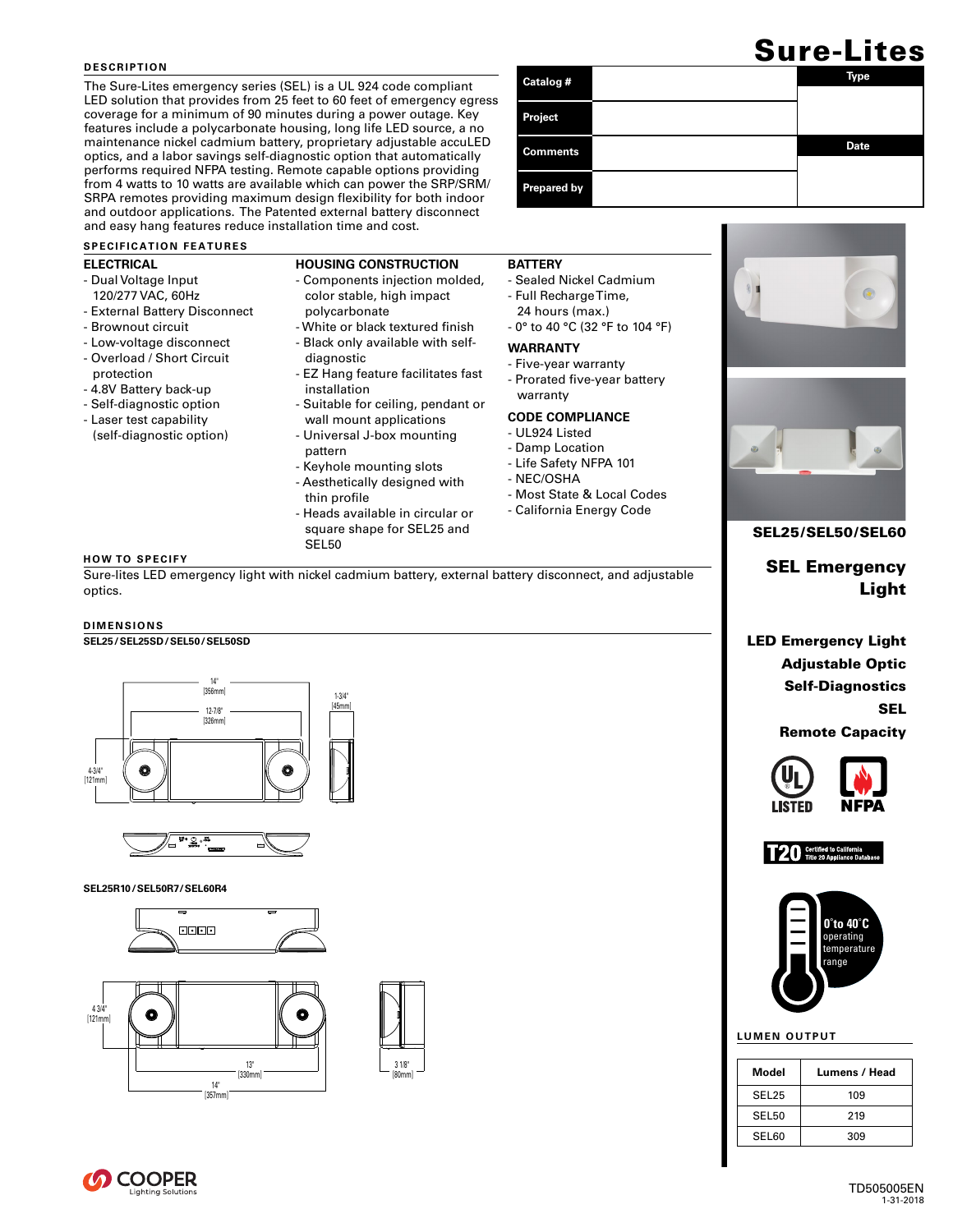# Sure-Lites

| Catalog # | | Type |
|---|---|---|
| Project | | |
| Comments | | Date |
| Prepared by | | |

## DESCRIPTION

The Sure-Lites emergency series (SEL) is a UL 924 code compliant LED solution that provides from 25 feet to 60 feet of emergency egress coverage for a minimum of 90 minutes during a power outage. Key features include a polycarbonate housing, long life LED source, a no maintenance nickel cadmium battery, proprietary adjustable accuLED optics, and a labor savings self-diagnostic option that automatically performs required NFPA testing. Remote capable options providing from 4 watts to 10 watts are available which can power the SRP/SRM/SRPA remotes providing maximum design flexibility for both indoor and outdoor applications. The Patented external battery disconnect and easy hang features reduce installation time and cost.

## SPECIFICATION FEATURES

### ELECTRICAL
- Dual Voltage Input 120/277 VAC, 60Hz
- External Battery Disconnect
- Brownout circuit
- Low-voltage disconnect
- Overload / Short Circuit protection
- 4.8V Battery back-up
- Self-diagnostic option
- Laser test capability (self-diagnostic option)

### HOUSING CONSTRUCTION
- Components injection molded, color stable, high impact polycarbonate
- White or black textured finish
- Black only available with self-diagnostic
- EZ Hang feature facilitates fast installation
- Suitable for ceiling, pendant or wall mount applications
- Universal J-box mounting pattern
- Keyhole mounting slots
- Aesthetically designed with thin profile
- Heads available in circular or square shape for SEL25 and SEL50

### BATTERY
- Sealed Nickel Cadmium
- Full Recharge Time, 24 hours (max.)
- 0° to 40 °C (32 °F to 104 °F)

### WARRANTY
- Five-year warranty
- Prorated five-year battery warranty

### CODE COMPLIANCE
- UL924 Listed
- Damp Location
- Life Safety NFPA 101
- NEC/OSHA
- Most State & Local Codes
- California Energy Code

## HOW TO SPECIFY

Sure-lites LED emergency light with nickel cadmium battery, external battery disconnect, and adjustable optics.

## DIMENSIONS

**SEL25 / SEL25SD / SEL50 / SEL50SD**

14" [356mm]; 12-7/8" [326mm]; 4-3/4" [121mm]; 1-3/4" [45mm]

**SEL25R10 / SEL50R7 / SEL60R4**

4 3/4" [121mm]; 13" [330mm]; 14" [357mm]; 3 1/8" [80mm]

**SEL25/SEL50/SEL60**

## SEL Emergency Light

**LED Emergency Light**
**Adjustable Optic**
**Self-Diagnostics**
**SEL**
**Remote Capacity**

LISTED  NFPA

T20 Certified to California Title 20 Appliance Database

0°to 40°C operating temperature range

## LUMEN OUTPUT

| Model | Lumens / Head |
|---|---|
| SEL25 | 109 |
| SEL50 | 219 |
| SEL60 | 309 |

COOPER Lighting Solutions

TD505005EN
1-31-2018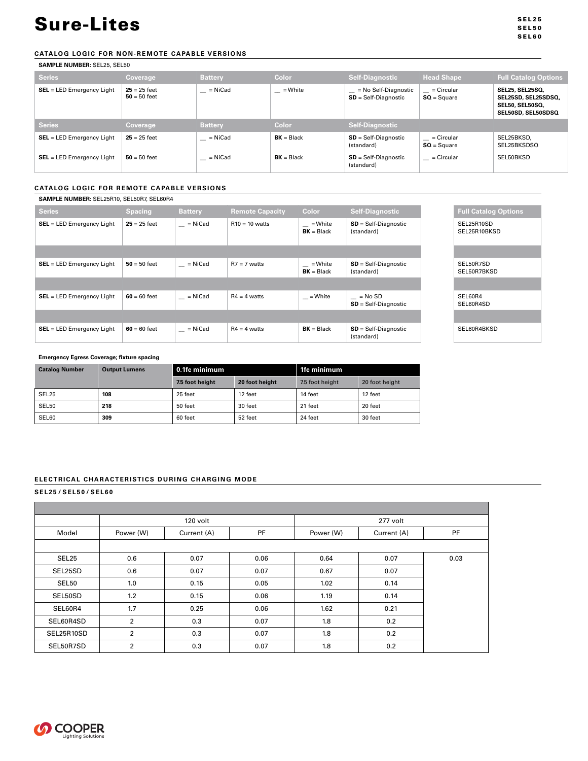# Sure-Lites

SEL25
SEL50
SEL60

## CATALOG LOGIC FOR NON-REMOTE CAPABLE VERSIONS

**SAMPLE NUMBER:** SEL25, SEL50

| Series | Coverage | Battery | Color | Self-Diagnostic | Head Shape | Full Catalog Options |
|---|---|---|---|---|---|---|
| **SEL** = LED Emergency Light | **25** = 25 feet<br>**50** = 50 feet | __ = NiCad | __ = White | __ = No Self-Diagnostic<br>**SD** = Self-Diagnostic | __ = Circular<br>**SQ** = Square | **SEL25, SEL25SQ, SEL25SD, SEL25SDSQ, SEL50, SEL50SQ, SEL50SD, SEL50SDSQ** |
| **Series** | **Coverage** | **Battery** | **Color** | **Self-Diagnostic** | | |
| **SEL** = LED Emergency Light | **25** = 25 feet | __ = NiCad | **BK** = Black | **SD** = Self-Diagnostic (standard) | __ = Circular<br>**SQ** = Square | SEL25BKSD, SEL25BKSDSQ |
| **SEL** = LED Emergency Light | **50** = 50 feet | __ = NiCad | **BK** = Black | **SD** = Self-Diagnostic (standard) | __ = Circular | SEL50BKSD |

## CATALOG LOGIC FOR REMOTE CAPABLE VERSIONS

**SAMPLE NUMBER:** SEL25R10, SEL50R7, SEL60R4

| Series | Spacing | Battery | Remote Capacity | Color | Self-Diagnostic | Full Catalog Options |
|---|---|---|---|---|---|---|
| **SEL** = LED Emergency Light | **25** = 25 feet | __ = NiCad | R10 = 10 watts | __ = White<br>**BK** = Black | **SD** = Self-Diagnostic (standard) | SEL25R10SD<br>SEL25R10BKSD |
| **SEL** = LED Emergency Light | **50** = 50 feet | __ = NiCad | R7 = 7 watts | __ = White<br>**BK** = Black | **SD** = Self-Diagnostic (standard) | SEL50R7SD<br>SEL50R7BKSD |
| **SEL** = LED Emergency Light | **60** = 60 feet | __ = NiCad | R4 = 4 watts | __ = White | __ = No SD<br>**SD** = Self-Diagnostic | SEL60R4<br>SEL60R4SD |
| **SEL** = LED Emergency Light | **60** = 60 feet | __ = NiCad | R4 = 4 watts | **BK** = Black | **SD** = Self-Diagnostic (standard) | SEL60R4BKSD |

**Emergency Egress Coverage; fixture spacing**

| Catalog Number | Output Lumens | 0.1fc minimum | | 1fc minimum | |
|---|---|---|---|---|---|
| | | 7.5 foot height | 20 foot height | 7.5 foot height | 20 foot height |
| SEL25 | **108** | 25 feet | 12 feet | 14 feet | 12 feet |
| SEL50 | **218** | 50 feet | 30 feet | 21 feet | 20 feet |
| SEL60 | **309** | 60 feet | 52 feet | 24 feet | 30 feet |

## ELECTRICAL CHARACTERISTICS DURING CHARGING MODE

**SEL25 / SEL50 / SEL60**

| | 120 volt | | | 277 volt | | |
|---|---|---|---|---|---|---|
| Model | Power (W) | Current (A) | PF | Power (W) | Current (A) | PF |
| SEL25 | 0.6 | 0.07 | 0.06 | 0.64 | 0.07 | 0.03 |
| SEL25SD | 0.6 | 0.07 | 0.07 | 0.67 | 0.07 | |
| SEL50 | 1.0 | 0.15 | 0.05 | 1.02 | 0.14 | |
| SEL50SD | 1.2 | 0.15 | 0.06 | 1.19 | 0.14 | |
| SEL60R4 | 1.7 | 0.25 | 0.06 | 1.62 | 0.21 | |
| SEL60R4SD | 2 | 0.3 | 0.07 | 1.8 | 0.2 | |
| SEL25R10SD | 2 | 0.3 | 0.07 | 1.8 | 0.2 | |
| SEL50R7SD | 2 | 0.3 | 0.07 | 1.8 | 0.2 | |

COOPER Lighting Solutions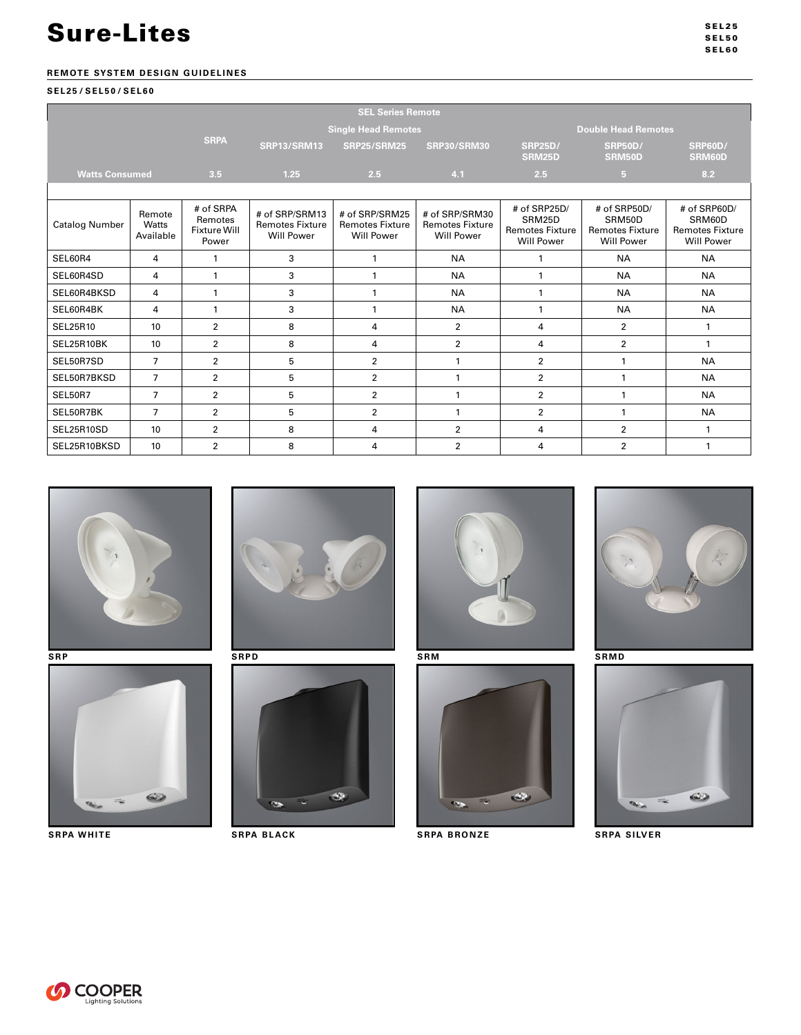# Sure-Lites

## REMOTE SYSTEM DESIGN GUIDELINES

### SEL25 / SEL50 / SEL60

| SEL Series Remote | | | | | | | | |
|---|---|---|---|---|---|---|---|---|
| | | | Single Head Remotes | | | Double Head Remotes | | |
| | | SRPA | SRP13/SRM13 | SRP25/SRM25 | SRP30/SRM30 | SRP25D/ SRM25D | SRP50D/ SRM50D | SRP60D/ SRM60D |
| Watts Consumed | | 3.5 | 1.25 | 2.5 | 4.1 | 2.5 | 5 | 8.2 |
| Catalog Number | Remote Watts Available | # of SRPA Remotes Fixture Will Power | # of SRP/SRM13 Remotes Fixture Will Power | # of SRP/SRM25 Remotes Fixture Will Power | # of SRP/SRM30 Remotes Fixture Will Power | # of SRP25D/ SRM25D Remotes Fixture Will Power | # of SRP50D/ SRM50D Remotes Fixture Will Power | # of SRP60D/ SRM60D Remotes Fixture Will Power |
| SEL60R4 | 4 | 1 | 3 | 1 | NA | 1 | NA | NA |
| SEL60R4SD | 4 | 1 | 3 | 1 | NA | 1 | NA | NA |
| SEL60R4BKSD | 4 | 1 | 3 | 1 | NA | 1 | NA | NA |
| SEL60R4BK | 4 | 1 | 3 | 1 | NA | 1 | NA | NA |
| SEL25R10 | 10 | 2 | 8 | 4 | 2 | 4 | 2 | 1 |
| SEL25R10BK | 10 | 2 | 8 | 4 | 2 | 4 | 2 | 1 |
| SEL50R7SD | 7 | 2 | 5 | 2 | 1 | 2 | 1 | NA |
| SEL50R7BKSD | 7 | 2 | 5 | 2 | 1 | 2 | 1 | NA |
| SEL50R7 | 7 | 2 | 5 | 2 | 1 | 2 | 1 | NA |
| SEL50R7BK | 7 | 2 | 5 | 2 | 1 | 2 | 1 | NA |
| SEL25R10SD | 10 | 2 | 8 | 4 | 2 | 4 | 2 | 1 |
| SEL25R10BKSD | 10 | 2 | 8 | 4 | 2 | 4 | 2 | 1 |

SRP

SRPD

SRM

SRMD

SRPA WHITE

SRPA BLACK

SRPA BRONZE

SRPA SILVER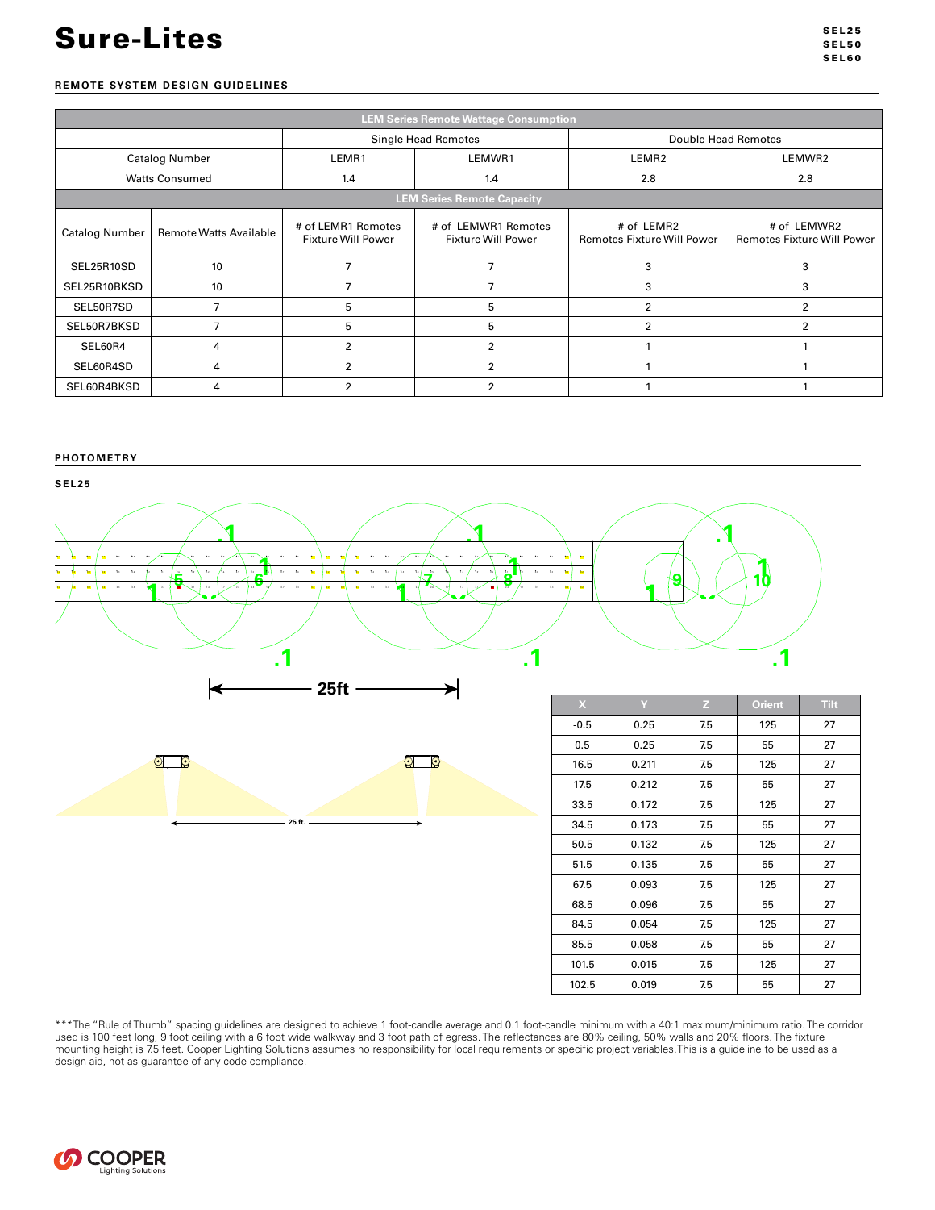# Sure-Lites

## REMOTE SYSTEM DESIGN GUIDELINES

| LEM Series Remote Wattage Consumption | | | | | |
|---|---|---|---|---|---|
| | | Single Head Remotes | | Double Head Remotes | |
| Catalog Number | | LEMR1 | LEMWR1 | LEMR2 | LEMWR2 |
| Watts Consumed | | 1.4 | 1.4 | 2.8 | 2.8 |

| LEM Series Remote Capacity | | | | | |
|---|---|---|---|---|---|
| Catalog Number | Remote Watts Available | # of LEMR1 Remotes Fixture Will Power | # of LEMWR1 Remotes Fixture Will Power | # of LEMR2 Remotes Fixture Will Power | # of LEMWR2 Remotes Fixture Will Power |
| SEL25R10SD | 10 | 7 | 7 | 3 | 3 |
| SEL25R10BKSD | 10 | 7 | 7 | 3 | 3 |
| SEL50R7SD | 7 | 5 | 5 | 2 | 2 |
| SEL50R7BKSD | 7 | 5 | 5 | 2 | 2 |
| SEL60R4 | 4 | 2 | 2 | 1 | 1 |
| SEL60R4SD | 4 | 2 | 2 | 1 | 1 |
| SEL60R4BKSD | 4 | 2 | 2 | 1 | 1 |

## PHOTOMETRY

### SEL25

25ft

| X | Y | Z | Orient | Tilt |
|---|---|---|---|---|
| -0.5 | 0.25 | 7.5 | 125 | 27 |
| 0.5 | 0.25 | 7.5 | 55 | 27 |
| 16.5 | 0.211 | 7.5 | 125 | 27 |
| 17.5 | 0.212 | 7.5 | 55 | 27 |
| 33.5 | 0.172 | 7.5 | 125 | 27 |
| 34.5 | 0.173 | 7.5 | 55 | 27 |
| 50.5 | 0.132 | 7.5 | 125 | 27 |
| 51.5 | 0.135 | 7.5 | 55 | 27 |
| 67.5 | 0.093 | 7.5 | 125 | 27 |
| 68.5 | 0.096 | 7.5 | 55 | 27 |
| 84.5 | 0.054 | 7.5 | 125 | 27 |
| 85.5 | 0.058 | 7.5 | 55 | 27 |
| 101.5 | 0.015 | 7.5 | 125 | 27 |
| 102.5 | 0.019 | 7.5 | 55 | 27 |

***The "Rule of Thumb" spacing guidelines are designed to achieve 1 foot-candle average and 0.1 foot-candle minimum with a 40:1 maximum/minimum ratio. The corridor used is 100 feet long, 9 foot ceiling with a 6 foot wide walkway and 3 foot path of egress. The reflectances are 80% ceiling, 50% walls and 20% floors. The fixture mounting height is 7.5 feet. Cooper Lighting Solutions assumes no responsibility for local requirements or specific project variables.This is a guideline to be used as a design aid, not as guarantee of any code compliance.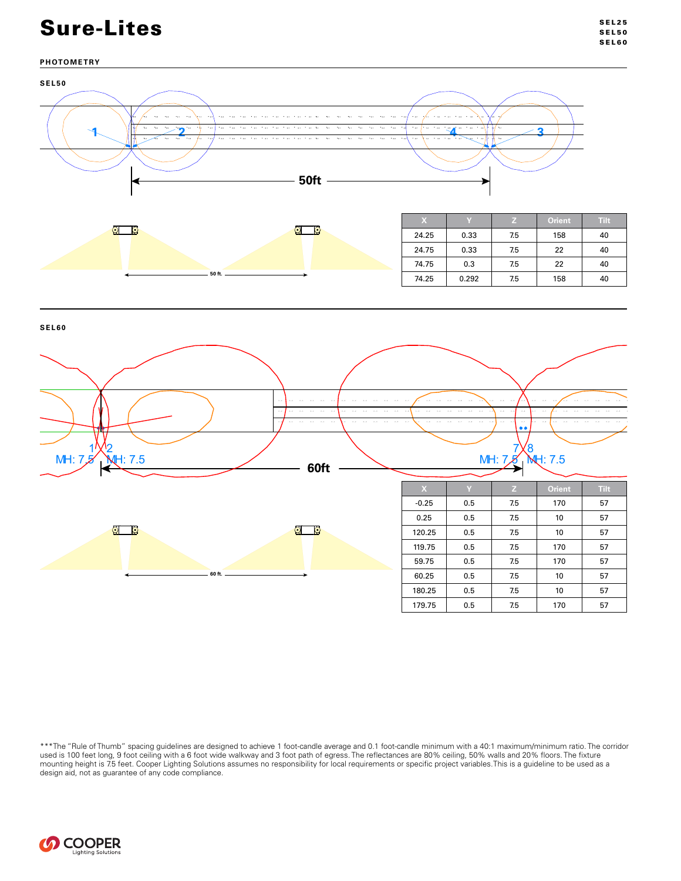## PHOTOMETRY

### SEL50

50ft

50 ft.

| X | Y | Z | Orient | Tilt |
|---|---|---|---|---|
| 24.25 | 0.33 | 7.5 | 158 | 40 |
| 24.75 | 0.33 | 7.5 | 22 | 40 |
| 74.75 | 0.3 | 7.5 | 22 | 40 |
| 74.25 | 0.292 | 7.5 | 158 | 40 |

### SEL60

1 2 MH: 7.5 MH: 7.5

60ft

7 8 MH: 7.5 MH: 7.5

60 ft.

| X | Y | Z | Orient | Tilt |
|---|---|---|---|---|
| -0.25 | 0.5 | 7.5 | 170 | 57 |
| 0.25 | 0.5 | 7.5 | 10 | 57 |
| 120.25 | 0.5 | 7.5 | 10 | 57 |
| 119.75 | 0.5 | 7.5 | 170 | 57 |
| 59.75 | 0.5 | 7.5 | 170 | 57 |
| 60.25 | 0.5 | 7.5 | 10 | 57 |
| 180.25 | 0.5 | 7.5 | 10 | 57 |
| 179.75 | 0.5 | 7.5 | 170 | 57 |

***The "Rule of Thumb" spacing guidelines are designed to achieve 1 foot-candle average and 0.1 foot-candle minimum with a 40:1 maximum/minimum ratio. The corridor used is 100 feet long, 9 foot ceiling with a 6 foot wide walkway and 3 foot path of egress. The reflectances are 80% ceiling, 50% walls and 20% floors. The fixture mounting height is 7.5 feet. Cooper Lighting Solutions assumes no responsibility for local requirements or specific project variables. This is a guideline to be used as a design aid, not as guarantee of any code compliance.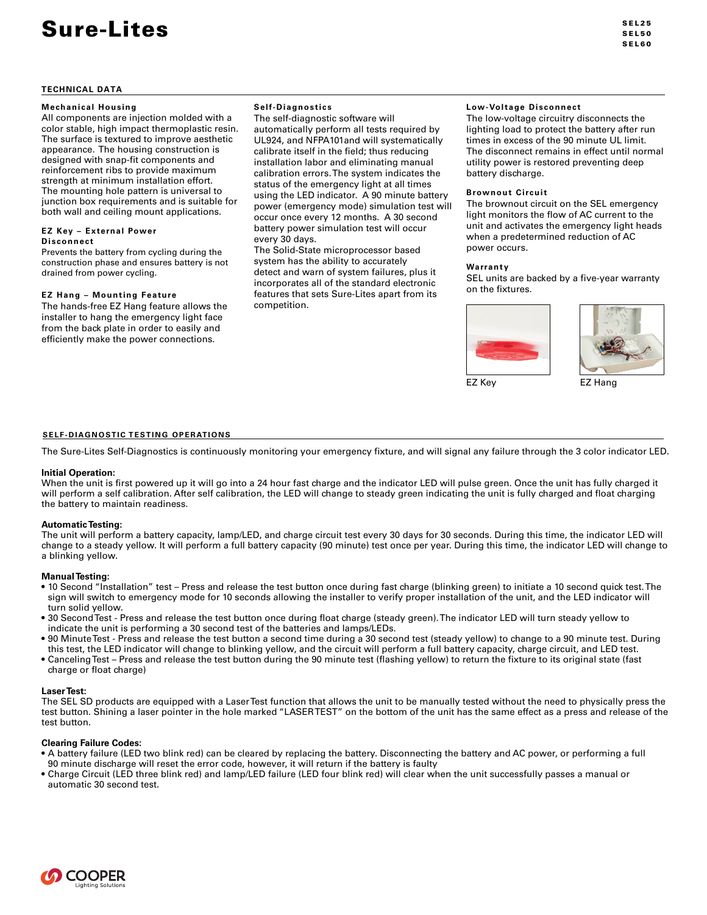# Sure-Lites

SEL25
SEL50
SEL60

## TECHNICAL DATA

### Mechanical Housing

All components are injection molded with a color stable, high impact thermoplastic resin. The surface is textured to improve aesthetic appearance. The housing construction is designed with snap-fit components and reinforcement ribs to provide maximum strength at minimum installation effort. The mounting hole pattern is universal to junction box requirements and is suitable for both wall and ceiling mount applications.

### EZ Key – External Power Disconnect

Prevents the battery from cycling during the construction phase and ensures battery is not drained from power cycling.

### EZ Hang – Mounting Feature

The hands-free EZ Hang feature allows the installer to hang the emergency light face from the back plate in order to easily and efficiently make the power connections.

### Self-Diagnostics

The self-diagnostic software will automatically perform all tests required by UL924, and NFPA101and will systematically calibrate itself in the field; thus reducing installation labor and eliminating manual calibration errors. The system indicates the status of the emergency light at all times using the LED indicator. A 90 minute battery power (emergency mode) simulation test will occur once every 12 months. A 30 second battery power simulation test will occur every 30 days.

The Solid-State microprocessor based system has the ability to accurately detect and warn of system failures, plus it incorporates all of the standard electronic features that sets Sure-Lites apart from its competition.

### Low-Voltage Disconnect

The low-voltage circuitry disconnects the lighting load to protect the battery after run times in excess of the 90 minute UL limit. The disconnect remains in effect until normal utility power is restored preventing deep battery discharge.

### Brownout Circuit

The brownout circuit on the SEL emergency light monitors the flow of AC current to the unit and activates the emergency light heads when a predetermined reduction of AC power occurs.

### Warranty

SEL units are backed by a five-year warranty on the fixtures.

EZ Key

EZ Hang

## SELF-DIAGNOSTIC TESTING OPERATIONS

The Sure-Lites Self-Diagnostics is continuously monitoring your emergency fixture, and will signal any failure through the 3 color indicator LED.

**Initial Operation:**
When the unit is first powered up it will go into a 24 hour fast charge and the indicator LED will pulse green. Once the unit has fully charged it will perform a self calibration. After self calibration, the LED will change to steady green indicating the unit is fully charged and float charging the battery to maintain readiness.

**Automatic Testing:**
The unit will perform a battery capacity, lamp/LED, and charge circuit test every 30 days for 30 seconds. During this time, the indicator LED will change to a steady yellow. It will perform a full battery capacity (90 minute) test once per year. During this time, the indicator LED will change to a blinking yellow.

**Manual Testing:**

- 10 Second "Installation" test – Press and release the test button once during fast charge (blinking green) to initiate a 10 second quick test. The sign will switch to emergency mode for 10 seconds allowing the installer to verify proper installation of the unit, and the LED indicator will turn solid yellow.
- 30 Second Test - Press and release the test button once during float charge (steady green). The indicator LED will turn steady yellow to indicate the unit is performing a 30 second test of the batteries and lamps/LEDs.
- 90 Minute Test - Press and release the test button a second time during a 30 second test (steady yellow) to change to a 90 minute test. During this test, the LED indicator will change to blinking yellow, and the circuit will perform a full battery capacity, charge circuit, and LED test.
- Canceling Test – Press and release the test button during the 90 minute test (flashing yellow) to return the fixture to its original state (fast charge or float charge)

**Laser Test:**
The SEL SD products are equipped with a Laser Test function that allows the unit to be manually tested without the need to physically press the test button. Shining a laser pointer in the hole marked "LASER TEST" on the bottom of the unit has the same effect as a press and release of the test button.

**Clearing Failure Codes:**

- A battery failure (LED two blink red) can be cleared by replacing the battery. Disconnecting the battery and AC power, or performing a full 90 minute discharge will reset the error code, however, it will return if the battery is faulty
- Charge Circuit (LED three blink red) and lamp/LED failure (LED four blink red) will clear when the unit successfully passes a manual or automatic 30 second test.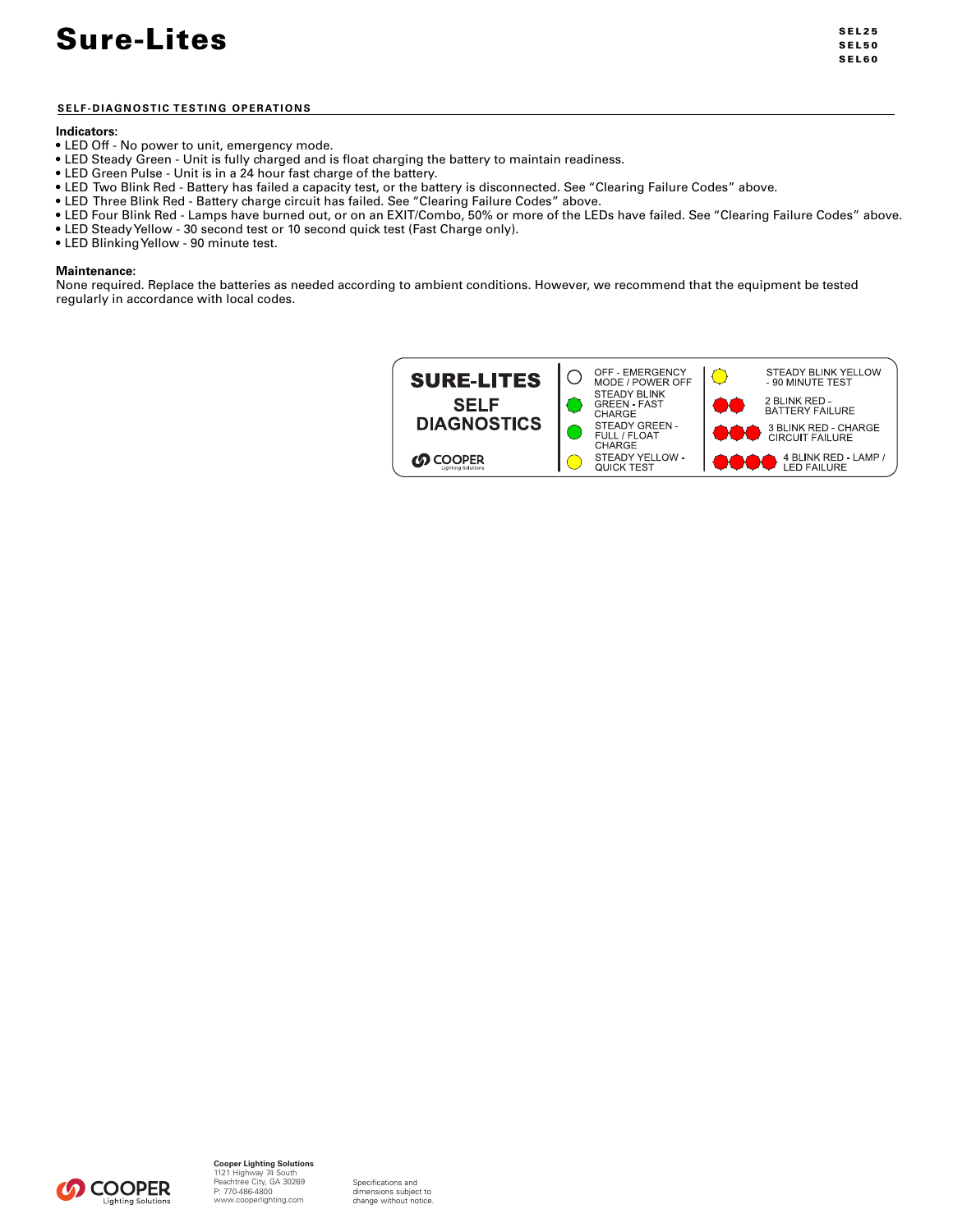## SELF-DIAGNOSTIC TESTING OPERATIONS

**Indicators:**

- LED Off - No power to unit, emergency mode.
- LED Steady Green - Unit is fully charged and is float charging the battery to maintain readiness.
- LED Green Pulse - Unit is in a 24 hour fast charge of the battery.
- LED Two Blink Red - Battery has failed a capacity test, or the battery is disconnected. See "Clearing Failure Codes" above.
- LED Three Blink Red - Battery charge circuit has failed. See "Clearing Failure Codes" above.
- LED Four Blink Red - Lamps have burned out, or on an EXIT/Combo, 50% or more of the LEDs have failed. See "Clearing Failure Codes" above.
- LED Steady Yellow - 30 second test or 10 second quick test (Fast Charge only).
- LED Blinking Yellow - 90 minute test.

**Maintenance:**

None required. Replace the batteries as needed according to ambient conditions. However, we recommend that the equipment be tested regularly in accordance with local codes.

SURE-LITES SELF DIAGNOSTICS

COOPER Lighting Solutions

OFF - EMERGENCY MODE / POWER OFF

STEADY BLINK GREEN - FAST CHARGE

STEADY GREEN - FULL / FLOAT CHARGE

STEADY YELLOW - QUICK TEST

STEADY BLINK YELLOW - 90 MINUTE TEST

2 BLINK RED - BATTERY FAILURE

3 BLINK RED - CHARGE CIRCUIT FAILURE

4 BLINK RED - LAMP / LED FAILURE

**Cooper Lighting Solutions**
1121 Highway 74 South
Peachtree City, GA 30269
P: 770-486-4800
www.cooperlighting.com

Specifications and dimensions subject to change without notice.